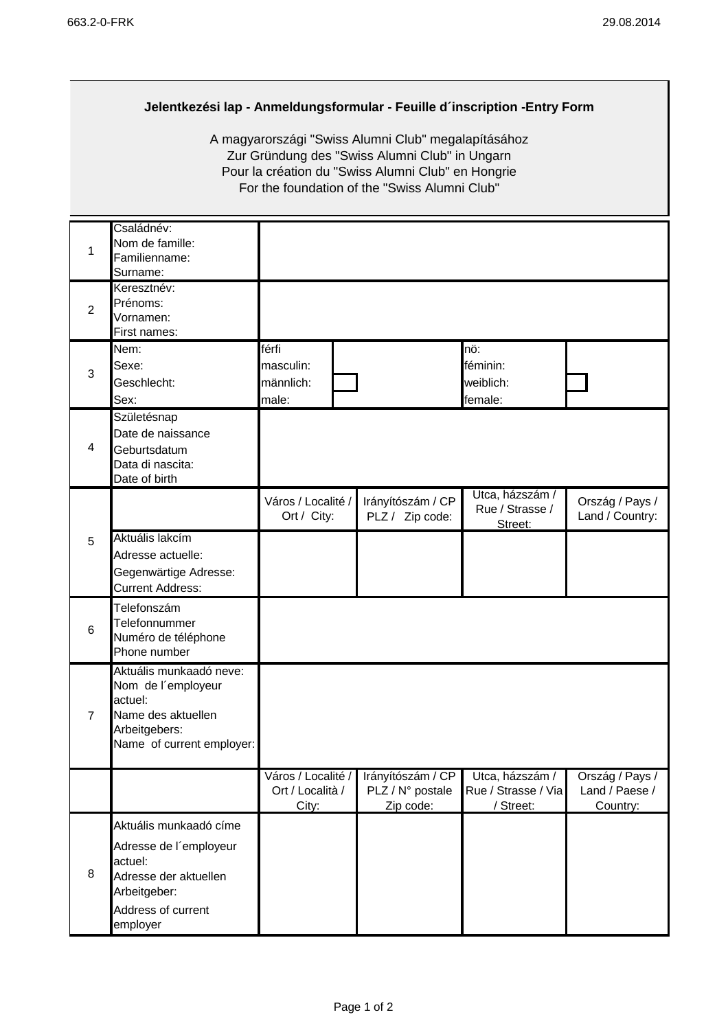663.2-0-FRK 29.08.2014

**Jelentkezési lap - Anmeldungsformular - Feuille d´inscription -Entry Form**

A magyarországi "Swiss Alumni Club" megalapításához
Zur Gründung des "Swiss Alumni Club" in Ungarn
Pour la création du "Swiss Alumni Club" en Hongrie
For the foundation of the "Swiss Alumni Club"

| | | | | | |
|---|---|---|---|---|---|
| 1 | Családnév:<br>Nom de famille:<br>Familienname:<br>Surname: | | | | |
| 2 | Keresztnév:<br>Prénoms:<br>Vornamen:<br>First names: | | | | |
| 3 | Nem:<br>Sexe:<br>Geschlecht:<br>Sex: | férfi<br>masculin:<br>männlich:<br>male: | ☐ | nö:<br>féminin:<br>weiblich:<br>female: | ☐ |
| 4 | Születésnap<br>Date de naissance<br>Geburtsdatum<br>Data di nascita:<br>Date of birth | | | | |
| 5 | | Város / Localité / Ort / City: | Irányítószám / CP PLZ / Zip code: | Utca, házszám / Rue / Strasse / Street: | Ország / Pays / Land / Country: |
| | Aktuális lakcím<br>Adresse actuelle:<br>Gegenwärtige Adresse:<br>Current Address: | | | | |
| 6 | Telefonszám<br>Telefonnummer<br>Numéro de téléphone<br>Phone number | | | | |
| 7 | Aktuális munkaadó neve:<br>Nom de l´employeur actuel:<br>Name des aktuellen Arbeitgebers:<br>Name of current employer: | | | | |
| | | Város / Localité / Ort / Località / City: | Irányítószám / CP PLZ / N° postale Zip code: | Utca, házszám / Rue / Strasse / Via / Street: | Ország / Pays / Land / Paese / Country: |
| 8 | Aktuális munkaadó címe<br>Adresse de l´employeur actuel:<br>Adresse der aktuellen Arbeitgeber:<br>Address of current employer | | | | |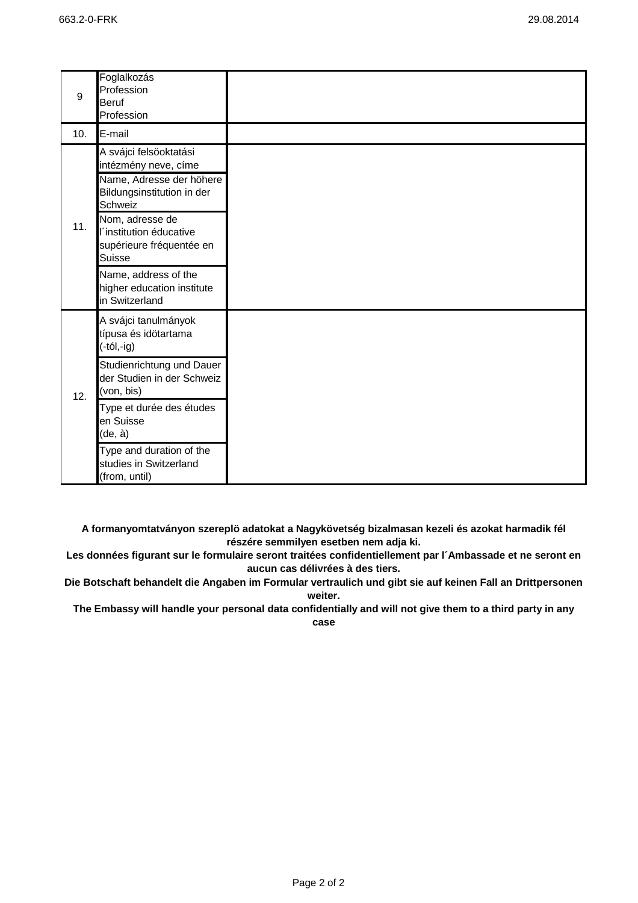| | | |
|---|---|---|
| 9 | Foglalkozás<br>Profession<br>Beruf<br>Profession | |
| 10. | E-mail | |
| 11. | A svájci felsöoktatási intézmény neve, címe | |
| | Name, Adresse der höhere Bildungsinstitution in der Schweiz | |
| | Nom, adresse de l´institution éducative supérieure fréquentée en Suisse | |
| | Name, address of the higher education institute in Switzerland | |
| 12. | A svájci tanulmányok típusa és idötartama (-tól,-ig) | |
| | Studienrichtung und Dauer der Studien in der Schweiz (von, bis) | |
| | Type et durée des études en Suisse (de, à) | |
| | Type and duration of the studies in Switzerland (from, until) | |

**A formanyomtatványon szereplö adatokat a Nagykövetség bizalmasan kezeli és azokat harmadik fél részére semmilyen esetben nem adja ki.**

**Les données figurant sur le formulaire seront traitées confidentiellement par l´Ambassade et ne seront en aucun cas délivrées à des tiers.**

**Die Botschaft behandelt die Angaben im Formular vertraulich und gibt sie auf keinen Fall an Drittpersonen weiter.**

**The Embassy will handle your personal data confidentially and will not give them to a third party in any case**